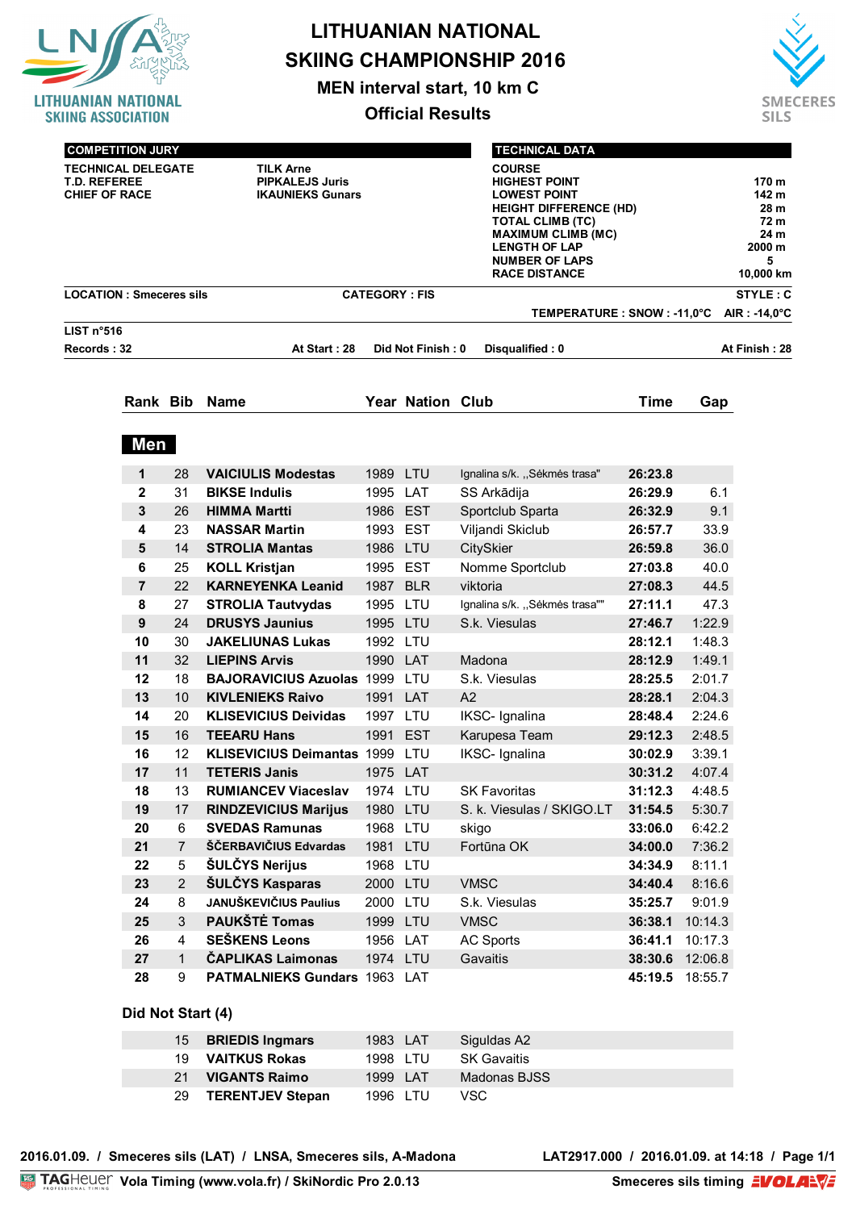# LITHUANIAN NATIONAL SKIING CHAMPIONSHIP 2016

## MEN interval start, 10 km C

## Official Results

LITHUANIAN NATIONAL SKIING ASSOCIATION

SMECERES SILS

| COMPETITION JURY | |
|---|---|
| TECHNICAL DELEGATE | TILK Arne |
| T.D. REFEREE | PIPKALEJS Juris |
| CHIEF OF RACE | IKAUNIEKS Gunars |

| TECHNICAL DATA | |
|---|---|
| COURSE | |
| HIGHEST POINT | 170 m |
| LOWEST POINT | 142 m |
| HEIGHT DIFFERENCE (HD) | 28 m |
| TOTAL CLIMB (TC) | 72 m |
| MAXIMUM CLIMB (MC) | 24 m |
| LENGTH OF LAP | 2000 m |
| NUMBER OF LAPS | 5 |
| RACE DISTANCE | 10,000 km |

LOCATION : Smeceres sils — CATEGORY : FIS — STYLE : C

TEMPERATURE : SNOW : -11,0°C AIR : -14,0°C

LIST n°516

Records : 32 — At Start : 28 — Did Not Finish : 0 — Disqualified : 0 — At Finish : 28

### Men

| Rank | Bib | Name | Year | Nation | Club | Time | Gap |
|---|---|---|---|---|---|---|---|
| 1 | 28 | VAICIULIS Modestas | 1989 | LTU | Ignalina s/k. ,,Sėkmės trasa" | 26:23.8 | |
| 2 | 31 | BIKSE Indulis | 1995 | LAT | SS Arkādija | 26:29.9 | 6.1 |
| 3 | 26 | HIMMA Martti | 1986 | EST | Sportclub Sparta | 26:32.9 | 9.1 |
| 4 | 23 | NASSAR Martin | 1993 | EST | Viljandi Skiclub | 26:57.7 | 33.9 |
| 5 | 14 | STROLIA Mantas | 1986 | LTU | CitySkier | 26:59.8 | 36.0 |
| 6 | 25 | KOLL Kristjan | 1995 | EST | Nomme Sportclub | 27:03.8 | 40.0 |
| 7 | 22 | KARNEYENKA Leanid | 1987 | BLR | viktoria | 27:08.3 | 44.5 |
| 8 | 27 | STROLIA Tautvydas | 1995 | LTU | Ignalina s/k. ,,Sėkmės trasa"" | 27:11.1 | 47.3 |
| 9 | 24 | DRUSYS Jaunius | 1995 | LTU | S.k. Viesulas | 27:46.7 | 1:22.9 |
| 10 | 30 | JAKELIUNAS Lukas | 1992 | LTU | | 28:12.1 | 1:48.3 |
| 11 | 32 | LIEPINS Arvis | 1990 | LAT | Madona | 28:12.9 | 1:49.1 |
| 12 | 18 | BAJORAVICIUS Azuolas | 1999 | LTU | S.k. Viesulas | 28:25.5 | 2:01.7 |
| 13 | 10 | KIVLENIEKS Raivo | 1991 | LAT | A2 | 28:28.1 | 2:04.3 |
| 14 | 20 | KLISEVICIUS Deividas | 1997 | LTU | IKSC- Ignalina | 28:48.4 | 2:24.6 |
| 15 | 16 | TEEARU Hans | 1991 | EST | Karupesa Team | 29:12.3 | 2:48.5 |
| 16 | 12 | KLISEVICIUS Deimantas | 1999 | LTU | IKSC- Ignalina | 30:02.9 | 3:39.1 |
| 17 | 11 | TETERIS Janis | 1975 | LAT | | 30:31.2 | 4:07.4 |
| 18 | 13 | RUMIANCEV Viaceslav | 1974 | LTU | SK Favoritas | 31:12.3 | 4:48.5 |
| 19 | 17 | RINDZEVICIUS Marijus | 1980 | LTU | S. k. Viesulas / SKIGO.LT | 31:54.5 | 5:30.7 |
| 20 | 6 | SVEDAS Ramunas | 1968 | LTU | skigo | 33:06.0 | 6:42.2 |
| 21 | 7 | ŠČERBAVIČIUS Edvardas | 1981 | LTU | Fortūna OK | 34:00.0 | 7:36.2 |
| 22 | 5 | ŠULČYS Nerijus | 1968 | LTU | | 34:34.9 | 8:11.1 |
| 23 | 2 | ŠULČYS Kasparas | 2000 | LTU | VMSC | 34:40.4 | 8:16.6 |
| 24 | 8 | JANUŠKEVIČIUS Paulius | 2000 | LTU | S.k. Viesulas | 35:25.7 | 9:01.9 |
| 25 | 3 | PAUKŠTĖ Tomas | 1999 | LTU | VMSC | 36:38.1 | 10:14.3 |
| 26 | 4 | SEŠKENS Leons | 1956 | LAT | AC Sports | 36:41.1 | 10:17.3 |
| 27 | 1 | ČAPLIKAS Laimonas | 1974 | LTU | Gavaitis | 38:30.6 | 12:06.8 |
| 28 | 9 | PATMALNIEKS Gundars | 1963 | LAT | | 45:19.5 | 18:55.7 |

### Did Not Start (4)

| Bib | Name | Year | Nation | Club |
|---|---|---|---|---|
| 15 | BRIEDIS Ingmars | 1983 | LAT | Siguldas A2 |
| 19 | VAITKUS Rokas | 1998 | LTU | SK Gavaitis |
| 21 | VIGANTS Raimo | 1999 | LAT | Madonas BJSS |
| 29 | TERENTJEV Stepan | 1996 | LTU | VSC |

2016.01.09. / Smeceres sils (LAT) / LNSA, Smeceres sils, A-Madona — LAT2917.000 / 2016.01.09. at 14:18 / Page 1/1

TAGHeuer Vola Timing (www.vola.fr) / SkiNordic Pro 2.0.13 — Smeceres sils timing VOLA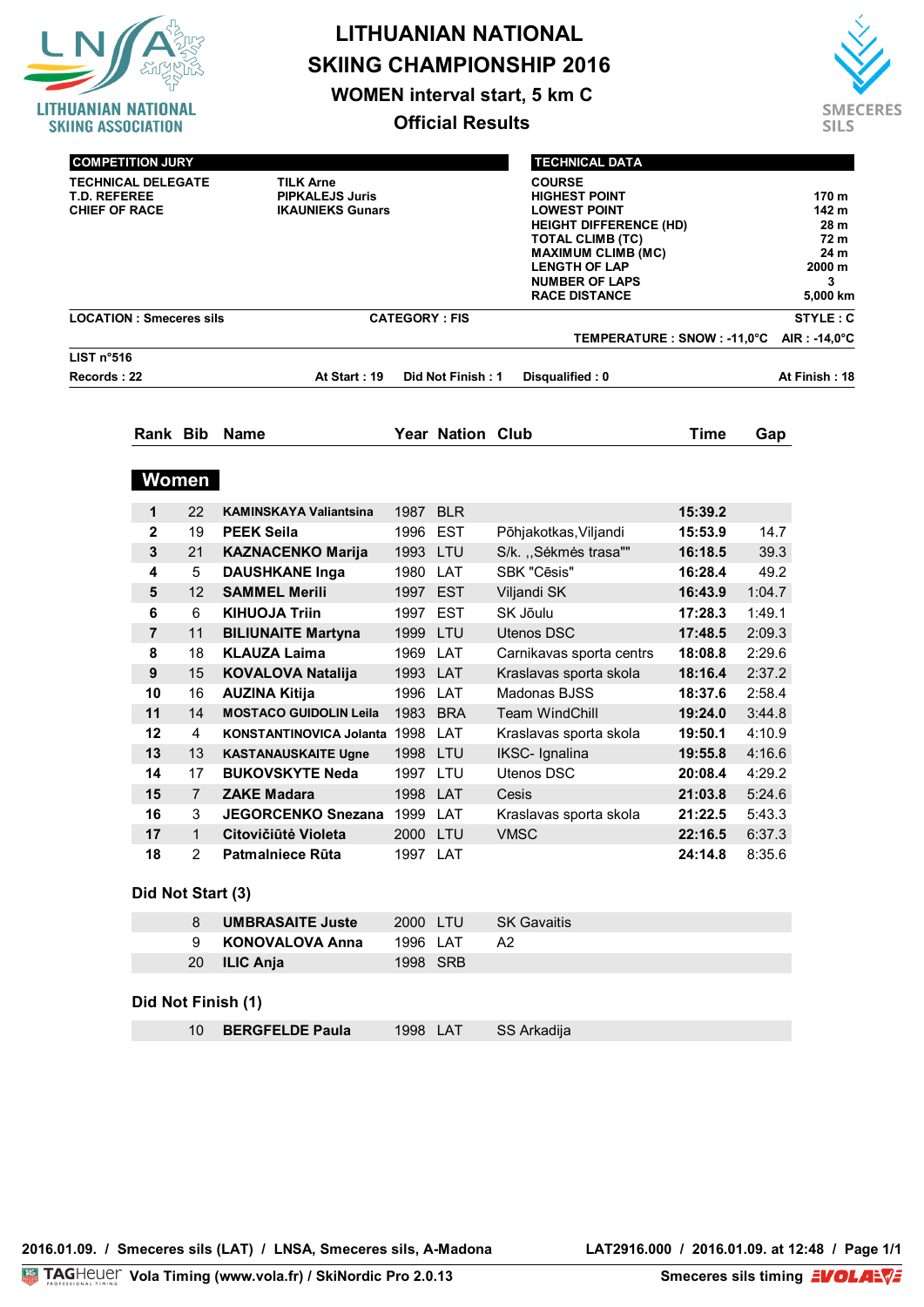# LITHUANIAN NATIONAL SKIING CHAMPIONSHIP 2016

## WOMEN interval start, 5 km C

## Official Results

LITHUANIAN NATIONAL SKIING ASSOCIATION

SMECERES SILS

| COMPETITION JURY | |
|---|---|
| TECHNICAL DELEGATE | TILK Arne |
| T.D. REFEREE | PIPKALEJS Juris |
| CHIEF OF RACE | IKAUNIEKS Gunars |

| TECHNICAL DATA | |
|---|---|
| COURSE | |
| HIGHEST POINT | 170 m |
| LOWEST POINT | 142 m |
| HEIGHT DIFFERENCE (HD) | 28 m |
| TOTAL CLIMB (TC) | 72 m |
| MAXIMUM CLIMB (MC) | 24 m |
| LENGTH OF LAP | 2000 m |
| NUMBER OF LAPS | 3 |
| RACE DISTANCE | 5,000 km |

**LOCATION : Smeceres sils** **CATEGORY : FIS** **STYLE : C**

**TEMPERATURE : SNOW : -11,0°C AIR : -14,0°C**

**LIST n°516**

**Records : 22** **At Start : 19** **Did Not Finish : 1** **Disqualified : 0** **At Finish : 18**

### Women

| Rank | Bib | Name | Year | Nation | Club | Time | Gap |
|---|---|---|---|---|---|---|---|
| 1 | 22 | KAMINSKAYA Valiantsina | 1987 | BLR | | 15:39.2 | |
| 2 | 19 | PEEK Seila | 1996 | EST | Põhjakotkas,Viljandi | 15:53.9 | 14.7 |
| 3 | 21 | KAZNACENKO Marija | 1993 | LTU | S/k. ,,Sėkmės trasa"" | 16:18.5 | 39.3 |
| 4 | 5 | DAUSHKANE Inga | 1980 | LAT | SBK "Cēsis" | 16:28.4 | 49.2 |
| 5 | 12 | SAMMEL Merili | 1997 | EST | Viljandi SK | 16:43.9 | 1:04.7 |
| 6 | 6 | KIHUOJA Triin | 1997 | EST | SK Jõulu | 17:28.3 | 1:49.1 |
| 7 | 11 | BILIUNAITE Martyna | 1999 | LTU | Utenos DSC | 17:48.5 | 2:09.3 |
| 8 | 18 | KLAUZA Laima | 1969 | LAT | Carnikavas sporta centrs | 18:08.8 | 2:29.6 |
| 9 | 15 | KOVALOVA Natalija | 1993 | LAT | Kraslavas sporta skola | 18:16.4 | 2:37.2 |
| 10 | 16 | AUZINA Kitija | 1996 | LAT | Madonas BJSS | 18:37.6 | 2:58.4 |
| 11 | 14 | MOSTACO GUIDOLIN Leila | 1983 | BRA | Team WindChill | 19:24.0 | 3:44.8 |
| 12 | 4 | KONSTANTINOVICA Jolanta | 1998 | LAT | Kraslavas sporta skola | 19:50.1 | 4:10.9 |
| 13 | 13 | KASTANAUSKAITE Ugne | 1998 | LTU | IKSC- Ignalina | 19:55.8 | 4:16.6 |
| 14 | 17 | BUKOVSKYTE Neda | 1997 | LTU | Utenos DSC | 20:08.4 | 4:29.2 |
| 15 | 7 | ZAKE Madara | 1998 | LAT | Cesis | 21:03.8 | 5:24.6 |
| 16 | 3 | JEGORCENKO Snezana | 1999 | LAT | Kraslavas sporta skola | 21:22.5 | 5:43.3 |
| 17 | 1 | Citovičiūtė Violeta | 2000 | LTU | VMSC | 22:16.5 | 6:37.3 |
| 18 | 2 | Patmalniece Rūta | 1997 | LAT | | 24:14.8 | 8:35.6 |

### Did Not Start (3)

| Bib | Name | Year | Nation | Club |
|---|---|---|---|---|
| 8 | UMBRASAITE Juste | 2000 | LTU | SK Gavaitis |
| 9 | KONOVALOVA Anna | 1996 | LAT | A2 |
| 20 | ILIC Anja | 1998 | SRB | |

### Did Not Finish (1)

| Bib | Name | Year | Nation | Club |
|---|---|---|---|---|
| 10 | BERGFELDE Paula | 1998 | LAT | SS Arkadija |

2016.01.09. / Smeceres sils (LAT) / LNSA, Smeceres sils, A-Madona LAT2916.000 / 2016.01.09. at 12:48

TAGHeuer Vola Timing (www.vola.fr) / SkiNordic Pro 2.0.13 Smeceres sils timing VOLA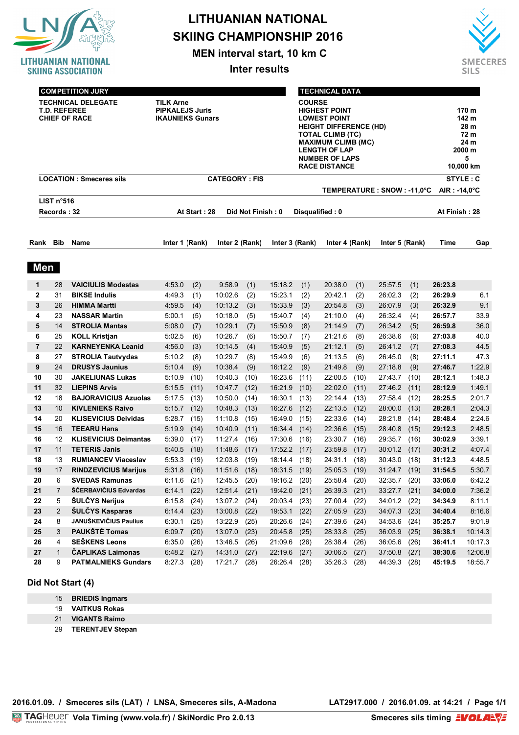# LITHUANIAN NATIONAL SKIING CHAMPIONSHIP 2016

## MEN interval start, 10 km C

### Inter results

| COMPETITION JURY | |
|---|---|
| TECHNICAL DELEGATE | TILK Arne |
| T.D. REFEREE | PIPKALEJS Juris |
| CHIEF OF RACE | IKAUNIEKS Gunars |

| TECHNICAL DATA | |
|---|---|
| COURSE | |
| HIGHEST POINT | 170 m |
| LOWEST POINT | 142 m |
| HEIGHT DIFFERENCE (HD) | 28 m |
| TOTAL CLIMB (TC) | 72 m |
| MAXIMUM CLIMB (MC) | 24 m |
| LENGTH OF LAP | 2000 m |
| NUMBER OF LAPS | 5 |
| RACE DISTANCE | 10,000 km |

**LOCATION : Smeceres sils** **CATEGORY : FIS** **STYLE : C**

**TEMPERATURE : SNOW : -11,0°C AIR : -14,0°C**

**LIST n°516**

**Records : 32** **At Start : 28** **Did Not Finish : 0** **Disqualified : 0** **At Finish : 28**

## Men

| Rank | Bib | Name | Inter 1 | (Rank) | Inter 2 | (Rank) | Inter 3 | (Rank) | Inter 4 | (Rank) | Inter 5 | (Rank) | Time | Gap |
|---|---|---|---|---|---|---|---|---|---|---|---|---|---|---|
| 1 | 28 | VAICIULIS Modestas | 4:53.0 | (2) | 9:58.9 | (1) | 15:18.2 | (1) | 20:38.0 | (1) | 25:57.5 | (1) | 26:23.8 | |
| 2 | 31 | BIKSE Indulis | 4:49.3 | (1) | 10:02.6 | (2) | 15:23.1 | (2) | 20:42.1 | (2) | 26:02.3 | (2) | 26:29.9 | 6.1 |
| 3 | 26 | HIMMA Martti | 4:59.5 | (4) | 10:13.2 | (3) | 15:33.9 | (3) | 20:54.8 | (3) | 26:07.9 | (3) | 26:32.9 | 9.1 |
| 4 | 23 | NASSAR Martin | 5:00.1 | (5) | 10:18.0 | (5) | 15:40.7 | (4) | 21:10.0 | (4) | 26:32.4 | (4) | 26:57.7 | 33.9 |
| 5 | 14 | STROLIA Mantas | 5:08.0 | (7) | 10:29.1 | (7) | 15:50.9 | (8) | 21:14.9 | (7) | 26:34.2 | (5) | 26:59.8 | 36.0 |
| 6 | 25 | KOLL Kristjan | 5:02.5 | (6) | 10:26.7 | (6) | 15:50.7 | (7) | 21:21.6 | (8) | 26:38.6 | (6) | 27:03.8 | 40.0 |
| 7 | 22 | KARNEYENKA Leanid | 4:56.0 | (3) | 10:14.5 | (4) | 15:40.9 | (5) | 21:12.1 | (5) | 26:41.2 | (7) | 27:08.3 | 44.5 |
| 8 | 27 | STROLIA Tautvydas | 5:10.2 | (8) | 10:29.7 | (8) | 15:49.9 | (6) | 21:13.5 | (6) | 26:45.0 | (8) | 27:11.1 | 47.3 |
| 9 | 24 | DRUSYS Jaunius | 5:10.4 | (9) | 10:38.4 | (9) | 16:12.2 | (9) | 21:49.8 | (9) | 27:18.8 | (9) | 27:46.7 | 1:22.9 |
| 10 | 30 | JAKELIUNAS Lukas | 5:10.9 | (10) | 10:40.3 | (10) | 16:23.6 | (11) | 22:00.5 | (10) | 27:43.7 | (10) | 28:12.1 | 1:48.3 |
| 11 | 32 | LIEPINS Arvis | 5:15.5 | (11) | 10:47.7 | (12) | 16:21.9 | (10) | 22:02.0 | (11) | 27:46.2 | (11) | 28:12.9 | 1:49.1 |
| 12 | 18 | BAJORAVICIUS Azuolas | 5:17.5 | (13) | 10:50.0 | (14) | 16:30.1 | (13) | 22:14.4 | (13) | 27:58.4 | (12) | 28:25.5 | 2:01.7 |
| 13 | 10 | KIVLENIEKS Raivo | 5:15.7 | (12) | 10:48.3 | (13) | 16:27.6 | (12) | 22:13.5 | (12) | 28:00.0 | (13) | 28:28.1 | 2:04.3 |
| 14 | 20 | KLISEVICIUS Deividas | 5:28.7 | (15) | 11:10.8 | (15) | 16:49.0 | (15) | 22:33.6 | (14) | 28:21.8 | (14) | 28:48.4 | 2:24.6 |
| 15 | 16 | TEEARU Hans | 5:19.9 | (14) | 10:40.9 | (11) | 16:34.4 | (14) | 22:36.6 | (15) | 28:40.8 | (15) | 29:12.3 | 2:48.5 |
| 16 | 12 | KLISEVICIUS Deimantas | 5:39.0 | (17) | 11:27.4 | (16) | 17:30.6 | (16) | 23:30.7 | (16) | 29:35.7 | (16) | 30:02.9 | 3:39.1 |
| 17 | 11 | TETERIS Janis | 5:40.5 | (18) | 11:48.6 | (17) | 17:52.2 | (17) | 23:59.8 | (17) | 30:01.2 | (17) | 30:31.2 | 4:07.4 |
| 18 | 13 | RUMIANCEV Viaceslav | 5:53.3 | (19) | 12:03.8 | (19) | 18:14.4 | (18) | 24:31.1 | (18) | 30:43.0 | (18) | 31:12.3 | 4:48.5 |
| 19 | 17 | RINDZEVICIUS Marijus | 5:31.8 | (16) | 11:51.6 | (18) | 18:31.5 | (19) | 25:05.3 | (19) | 31:24.7 | (19) | 31:54.5 | 5:30.7 |
| 20 | 6 | SVEDAS Ramunas | 6:11.6 | (21) | 12:45.5 | (20) | 19:16.2 | (20) | 25:58.4 | (20) | 32:35.7 | (20) | 33:06.0 | 6:42.2 |
| 21 | 7 | ŠČERBAVIČIUS Edvardas | 6:14.1 | (22) | 12:51.4 | (21) | 19:42.0 | (21) | 26:39.3 | (21) | 33:27.7 | (21) | 34:00.0 | 7:36.2 |
| 22 | 5 | ŠULČYS Nerijus | 6:15.8 | (24) | 13:07.2 | (24) | 20:03.4 | (23) | 27:00.4 | (22) | 34:01.2 | (22) | 34:34.9 | 8:11.1 |
| 23 | 2 | ŠULČYS Kasparas | 6:14.4 | (23) | 13:00.8 | (22) | 19:53.1 | (22) | 27:05.9 | (23) | 34:07.3 | (23) | 34:40.4 | 8:16.6 |
| 24 | 8 | JANUŠKEVIČIUS Paulius | 6:30.1 | (25) | 13:22.9 | (25) | 20:26.6 | (24) | 27:39.6 | (24) | 34:53.6 | (24) | 35:25.7 | 9:01.9 |
| 25 | 3 | PAUKŠTĖ Tomas | 6:09.7 | (20) | 13:07.0 | (23) | 20:45.8 | (25) | 28:33.8 | (25) | 36:03.9 | (25) | 36:38.1 | 10:14.3 |
| 26 | 4 | SEŠKENS Leons | 6:35.0 | (26) | 13:46.5 | (26) | 21:09.6 | (26) | 28:38.4 | (26) | 36:05.6 | (26) | 36:41.1 | 10:17.3 |
| 27 | 1 | ČAPLIKAS Laimonas | 6:48.2 | (27) | 14:31.0 | (27) | 22:19.6 | (27) | 30:06.5 | (27) | 37:50.8 | (27) | 38:30.6 | 12:06.8 |
| 28 | 9 | PATMALNIEKS Gundars | 8:27.3 | (28) | 17:21.7 | (28) | 26:26.4 | (28) | 35:26.3 | (28) | 44:39.3 | (28) | 45:19.5 | 18:55.7 |

### Did Not Start (4)

| Bib | Name |
|---|---|
| 15 | BRIEDIS Ingmars |
| 19 | VAITKUS Rokas |
| 21 | VIGANTS Raimo |
| 29 | TERENTJEV Stepan |

2016.01.09. / Smeceres sils (LAT) / LNSA, Smeceres sils, A-Madona — LAT2917.000 / 2016.01.09. at 14:21

Vola Timing (www.vola.fr) / SkiNordic Pro 2.0.13 — Smeceres sils timing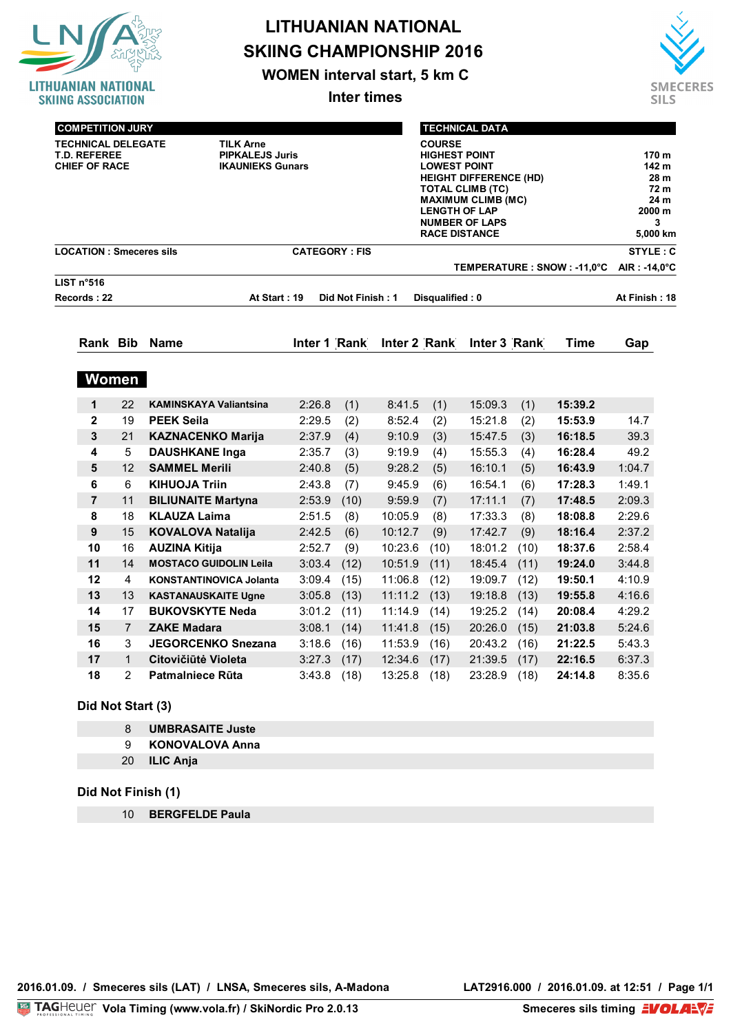# LITHUANIAN NATIONAL SKIING CHAMPIONSHIP 2016

## WOMEN interval start, 5 km C

### Inter times

| COMPETITION JURY | |
|---|---|
| TECHNICAL DELEGATE | TILK Arne |
| T.D. REFEREE | PIPKALEJS Juris |
| CHIEF OF RACE | IKAUNIEKS Gunars |

| TECHNICAL DATA | |
|---|---|
| COURSE | |
| HIGHEST POINT | 170 m |
| LOWEST POINT | 142 m |
| HEIGHT DIFFERENCE (HD) | 28 m |
| TOTAL CLIMB (TC) | 72 m |
| MAXIMUM CLIMB (MC) | 24 m |
| LENGTH OF LAP | 2000 m |
| NUMBER OF LAPS | 3 |
| RACE DISTANCE | 5,000 km |

**LOCATION : Smeceres sils** **CATEGORY : FIS** **STYLE : C**

**TEMPERATURE : SNOW : -11,0°C AIR : -14,0°C**

**LIST n°516**

**Records : 22** **At Start : 19** **Did Not Finish : 1** **Disqualified : 0** **At Finish : 18**

## Women

| Rank | Bib | Name | Inter 1 | Rank | Inter 2 | Rank | Inter 3 | Rank | Time | Gap |
|---|---|---|---|---|---|---|---|---|---|---|
| 1 | 22 | KAMINSKAYA Valiantsina | 2:26.8 | (1) | 8:41.5 | (1) | 15:09.3 | (1) | 15:39.2 | |
| 2 | 19 | PEEK Seila | 2:29.5 | (2) | 8:52.4 | (2) | 15:21.8 | (2) | 15:53.9 | 14.7 |
| 3 | 21 | KAZNACENKO Marija | 2:37.9 | (4) | 9:10.9 | (3) | 15:47.5 | (3) | 16:18.5 | 39.3 |
| 4 | 5 | DAUSHKANE Inga | 2:35.7 | (3) | 9:19.9 | (4) | 15:55.3 | (4) | 16:28.4 | 49.2 |
| 5 | 12 | SAMMEL Merili | 2:40.8 | (5) | 9:28.2 | (5) | 16:10.1 | (5) | 16:43.9 | 1:04.7 |
| 6 | 6 | KIHUOJA Triin | 2:43.8 | (7) | 9:45.9 | (6) | 16:54.1 | (6) | 17:28.3 | 1:49.1 |
| 7 | 11 | BILIUNAITE Martyna | 2:53.9 | (10) | 9:59.9 | (7) | 17:11.1 | (7) | 17:48.5 | 2:09.3 |
| 8 | 18 | KLAUZA Laima | 2:51.5 | (8) | 10:05.9 | (8) | 17:33.3 | (8) | 18:08.8 | 2:29.6 |
| 9 | 15 | KOVALOVA Natalija | 2:42.5 | (6) | 10:12.7 | (9) | 17:42.7 | (9) | 18:16.4 | 2:37.2 |
| 10 | 16 | AUZINA Kitija | 2:52.7 | (9) | 10:23.6 | (10) | 18:01.2 | (10) | 18:37.6 | 2:58.4 |
| 11 | 14 | MOSTACO GUIDOLIN Leila | 3:03.4 | (12) | 10:51.9 | (11) | 18:45.4 | (11) | 19:24.0 | 3:44.8 |
| 12 | 4 | KONSTANTINOVICA Jolanta | 3:09.4 | (15) | 11:06.8 | (12) | 19:09.7 | (12) | 19:50.1 | 4:10.9 |
| 13 | 13 | KASTANAUSKAITE Ugne | 3:05.8 | (13) | 11:11.2 | (13) | 19:18.8 | (13) | 19:55.8 | 4:16.6 |
| 14 | 17 | BUKOVSKYTE Neda | 3:01.2 | (11) | 11:14.9 | (14) | 19:25.2 | (14) | 20:08.4 | 4:29.2 |
| 15 | 7 | ZAKE Madara | 3:08.1 | (14) | 11:41.8 | (15) | 20:26.0 | (15) | 21:03.8 | 5:24.6 |
| 16 | 3 | JEGORCENKO Snezana | 3:18.6 | (16) | 11:53.9 | (16) | 20:43.2 | (16) | 21:22.5 | 5:43.3 |
| 17 | 1 | Citovičiūtė Violeta | 3:27.3 | (17) | 12:34.6 | (17) | 21:39.5 | (17) | 22:16.5 | 6:37.3 |
| 18 | 2 | Patmalniece Rūta | 3:43.8 | (18) | 13:25.8 | (18) | 23:28.9 | (18) | 24:14.8 | 8:35.6 |

### Did Not Start (3)

| Bib | Name |
|---|---|
| 8 | UMBRASAITE Juste |
| 9 | KONOVALOVA Anna |
| 20 | ILIC Anja |

### Did Not Finish (1)

| Bib | Name |
|---|---|
| 10 | BERGFELDE Paula |

2016.01.09. / Smeceres sils (LAT) / LNSA, Smeceres sils, A-Madona    LAT2916.000 / 2016.01.09. at 12:51

Vola Timing (www.vola.fr) / SkiNordic Pro 2.0.13    Smeceres sils timing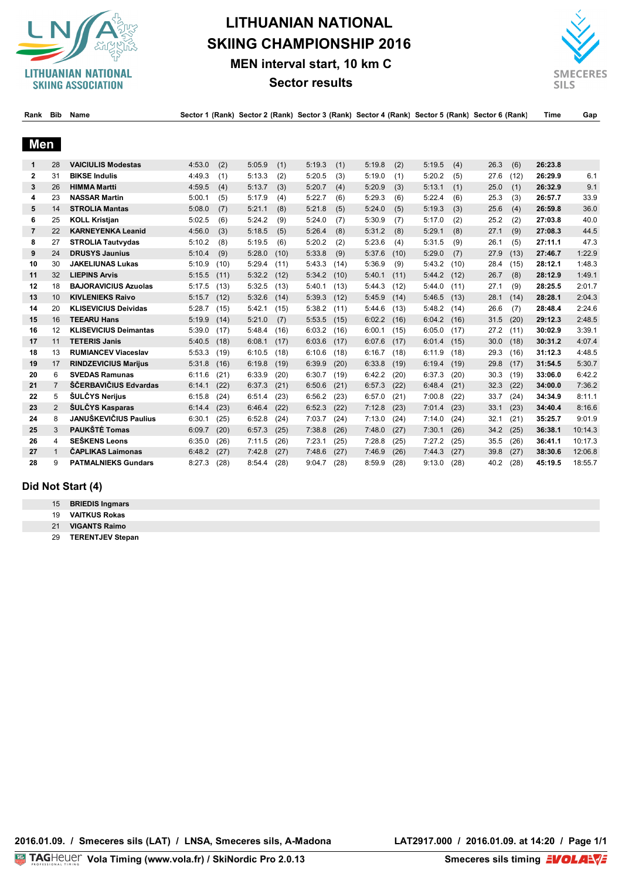# LITHUANIAN NATIONAL SKIING CHAMPIONSHIP 2016

## MEN interval start, 10 km C

## Sector results

LITHUANIAN NATIONAL SKIING ASSOCIATION

SMECERES SILS

## Men

| Rank | Bib | Name | Sector 1 | (Rank) | Sector 2 | (Rank) | Sector 3 | (Rank) | Sector 4 | (Rank) | Sector 5 | (Rank) | Sector 6 | (Rank) | Time | Gap |
|---|---|---|---|---|---|---|---|---|---|---|---|---|---|---|---|---|
| 1 | 28 | VAICIULIS Modestas | 4:53.0 | (2) | 5:05.9 | (1) | 5:19.3 | (1) | 5:19.8 | (2) | 5:19.5 | (4) | 26.3 | (6) | 26:23.8 | |
| 2 | 31 | BIKSE Indulis | 4:49.3 | (1) | 5:13.3 | (2) | 5:20.5 | (3) | 5:19.0 | (1) | 5:20.2 | (5) | 27.6 | (12) | 26:29.9 | 6.1 |
| 3 | 26 | HIMMA Martti | 4:59.5 | (4) | 5:13.7 | (3) | 5:20.7 | (4) | 5:20.9 | (3) | 5:13.1 | (1) | 25.0 | (1) | 26:32.9 | 9.1 |
| 4 | 23 | NASSAR Martin | 5:00.1 | (5) | 5:17.9 | (4) | 5:22.7 | (6) | 5:29.3 | (6) | 5:22.4 | (6) | 25.3 | (3) | 26:57.7 | 33.9 |
| 5 | 14 | STROLIA Mantas | 5:08.0 | (7) | 5:21.1 | (8) | 5:21.8 | (5) | 5:24.0 | (5) | 5:19.3 | (3) | 25.6 | (4) | 26:59.8 | 36.0 |
| 6 | 25 | KOLL Kristjan | 5:02.5 | (6) | 5:24.2 | (9) | 5:24.0 | (7) | 5:30.9 | (7) | 5:17.0 | (2) | 25.2 | (2) | 27:03.8 | 40.0 |
| 7 | 22 | KARNEYENKA Leanid | 4:56.0 | (3) | 5:18.5 | (5) | 5:26.4 | (8) | 5:31.2 | (8) | 5:29.1 | (8) | 27.1 | (9) | 27:08.3 | 44.5 |
| 8 | 27 | STROLIA Tautvydas | 5:10.2 | (8) | 5:19.5 | (6) | 5:20.2 | (2) | 5:23.6 | (4) | 5:31.5 | (9) | 26.1 | (5) | 27:11.1 | 47.3 |
| 9 | 24 | DRUSYS Jaunius | 5:10.4 | (9) | 5:28.0 | (10) | 5:33.8 | (9) | 5:37.6 | (10) | 5:29.0 | (7) | 27.9 | (13) | 27:46.7 | 1:22.9 |
| 10 | 30 | JAKELIUNAS Lukas | 5:10.9 | (10) | 5:29.4 | (11) | 5:43.3 | (14) | 5:36.9 | (9) | 5:43.2 | (10) | 28.4 | (15) | 28:12.1 | 1:48.3 |
| 11 | 32 | LIEPINS Arvis | 5:15.5 | (11) | 5:32.2 | (12) | 5:34.2 | (10) | 5:40.1 | (11) | 5:44.2 | (12) | 26.7 | (8) | 28:12.9 | 1:49.1 |
| 12 | 18 | BAJORAVICIUS Azuolas | 5:17.5 | (13) | 5:32.5 | (13) | 5:40.1 | (13) | 5:44.3 | (12) | 5:44.0 | (11) | 27.1 | (9) | 28:25.5 | 2:01.7 |
| 13 | 10 | KIVLENIEKS Raivo | 5:15.7 | (12) | 5:32.6 | (14) | 5:39.3 | (12) | 5:45.9 | (14) | 5:46.5 | (13) | 28.1 | (14) | 28:28.1 | 2:04.3 |
| 14 | 20 | KLISEVICIUS Deividas | 5:28.7 | (15) | 5:42.1 | (15) | 5:38.2 | (11) | 5:44.6 | (13) | 5:48.2 | (14) | 26.6 | (7) | 28:48.4 | 2:24.6 |
| 15 | 16 | TEEARU Hans | 5:19.9 | (14) | 5:21.0 | (7) | 5:53.5 | (15) | 6:02.2 | (16) | 6:04.2 | (16) | 31.5 | (20) | 29:12.3 | 2:48.5 |
| 16 | 12 | KLISEVICIUS Deimantas | 5:39.0 | (17) | 5:48.4 | (16) | 6:03.2 | (16) | 6:00.1 | (15) | 6:05.0 | (17) | 27.2 | (11) | 30:02.9 | 3:39.1 |
| 17 | 11 | TETERIS Janis | 5:40.5 | (18) | 6:08.1 | (17) | 6:03.6 | (17) | 6:07.6 | (17) | 6:01.4 | (15) | 30.0 | (18) | 30:31.2 | 4:07.4 |
| 18 | 13 | RUMIANCEV Viaceslav | 5:53.3 | (19) | 6:10.5 | (18) | 6:10.6 | (18) | 6:16.7 | (18) | 6:11.9 | (18) | 29.3 | (16) | 31:12.3 | 4:48.5 |
| 19 | 17 | RINDZEVICIUS Marijus | 5:31.8 | (16) | 6:19.8 | (19) | 6:39.9 | (20) | 6:33.8 | (19) | 6:19.4 | (19) | 29.8 | (17) | 31:54.5 | 5:30.7 |
| 20 | 6 | SVEDAS Ramunas | 6:11.6 | (21) | 6:33.9 | (20) | 6:30.7 | (19) | 6:42.2 | (20) | 6:37.3 | (20) | 30.3 | (19) | 33:06.0 | 6:42.2 |
| 21 | 7 | ŠČERBAVIČIUS Edvardas | 6:14.1 | (22) | 6:37.3 | (21) | 6:50.6 | (21) | 6:57.3 | (22) | 6:48.4 | (21) | 32.3 | (22) | 34:00.0 | 7:36.2 |
| 22 | 5 | ŠULČYS Nerijus | 6:15.8 | (24) | 6:51.4 | (23) | 6:56.2 | (23) | 6:57.0 | (21) | 7:00.8 | (22) | 33.7 | (24) | 34:34.9 | 8:11.1 |
| 23 | 2 | ŠULČYS Kasparas | 6:14.4 | (23) | 6:46.4 | (22) | 6:52.3 | (22) | 7:12.8 | (23) | 7:01.4 | (23) | 33.1 | (23) | 34:40.4 | 8:16.6 |
| 24 | 8 | JANUŠKEVIČIUS Paulius | 6:30.1 | (25) | 6:52.8 | (24) | 7:03.7 | (24) | 7:13.0 | (24) | 7:14.0 | (24) | 32.1 | (21) | 35:25.7 | 9:01.9 |
| 25 | 3 | PAUKŠTĖ Tomas | 6:09.7 | (20) | 6:57.3 | (25) | 7:38.8 | (26) | 7:48.0 | (27) | 7:30.1 | (26) | 34.2 | (25) | 36:38.1 | 10:14.3 |
| 26 | 4 | SEŠKENS Leons | 6:35.0 | (26) | 7:11.5 | (26) | 7:23.1 | (25) | 7:28.8 | (25) | 7:27.2 | (25) | 35.5 | (26) | 36:41.1 | 10:17.3 |
| 27 | 1 | ČAPLIKAS Laimonas | 6:48.2 | (27) | 7:42.8 | (27) | 7:48.6 | (27) | 7:46.9 | (26) | 7:44.3 | (27) | 39.8 | (27) | 38:30.6 | 12:06.8 |
| 28 | 9 | PATMALNIEKS Gundars | 8:27.3 | (28) | 8:54.4 | (28) | 9:04.7 | (28) | 8:59.9 | (28) | 9:13.0 | (28) | 40.2 | (28) | 45:19.5 | 18:55.7 |

## Did Not Start (4)

| Bib | Name |
|---|---|
| 15 | BRIEDIS Ingmars |
| 19 | VAITKUS Rokas |
| 21 | VIGANTS Raimo |
| 29 | TERENTJEV Stepan |

2016.01.09. / Smeceres sils (LAT) / LNSA, Smeceres sils, A-Madona — LAT2917.000 / 2016.01.09. at 14:20 / Page 1/1

TAG Heuer Vola Timing (www.vola.fr) / SkiNordic Pro 2.0.13 — Smeceres sils timing VOLA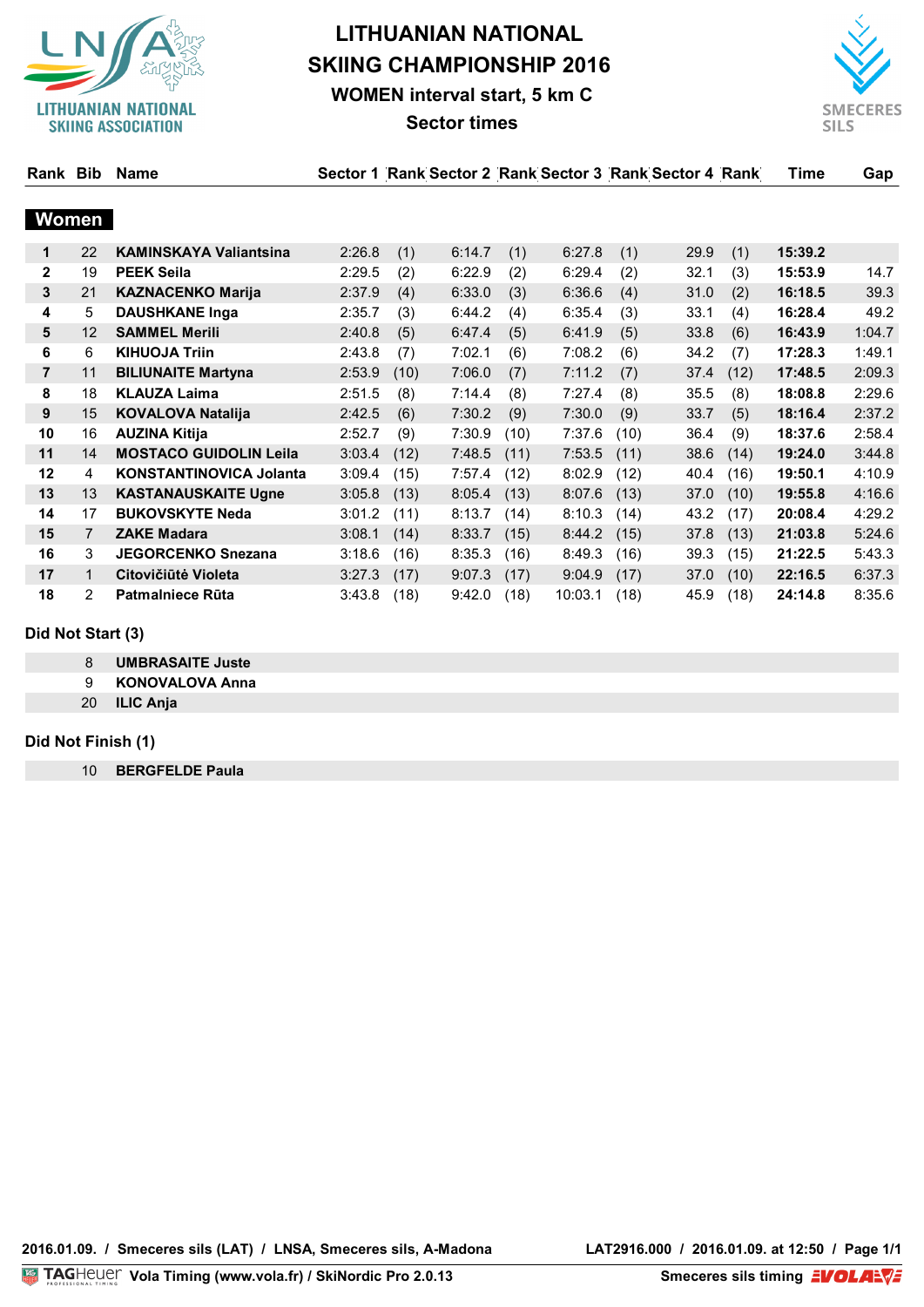# LITHUANIAN NATIONAL SKIING CHAMPIONSHIP 2016

## WOMEN interval start, 5 km C

### Sector times

LITHUANIAN NATIONAL SKIING ASSOCIATION

SMECERES SILS

## Women

| Rank | Bib | Name | Sector 1 | Rank | Sector 2 | Rank | Sector 3 | Rank | Sector 4 | Rank | Time | Gap |
|---|---|---|---|---|---|---|---|---|---|---|---|---|
| 1 | 22 | **KAMINSKAYA Valiantsina** | 2:26.8 | (1) | 6:14.7 | (1) | 6:27.8 | (1) | 29.9 | (1) | **15:39.2** | |
| 2 | 19 | **PEEK Seila** | 2:29.5 | (2) | 6:22.9 | (2) | 6:29.4 | (2) | 32.1 | (3) | **15:53.9** | 14.7 |
| 3 | 21 | **KAZNACENKO Marija** | 2:37.9 | (4) | 6:33.0 | (3) | 6:36.6 | (4) | 31.0 | (2) | **16:18.5** | 39.3 |
| 4 | 5 | **DAUSHKANE Inga** | 2:35.7 | (3) | 6:44.2 | (4) | 6:35.4 | (3) | 33.1 | (4) | **16:28.4** | 49.2 |
| 5 | 12 | **SAMMEL Merili** | 2:40.8 | (5) | 6:47.4 | (5) | 6:41.9 | (5) | 33.8 | (6) | **16:43.9** | 1:04.7 |
| 6 | 6 | **KIHUOJA Triin** | 2:43.8 | (7) | 7:02.1 | (6) | 7:08.2 | (6) | 34.2 | (7) | **17:28.3** | 1:49.1 |
| 7 | 11 | **BILIUNAITE Martyna** | 2:53.9 | (10) | 7:06.0 | (7) | 7:11.2 | (7) | 37.4 | (12) | **17:48.5** | 2:09.3 |
| 8 | 18 | **KLAUZA Laima** | 2:51.5 | (8) | 7:14.4 | (8) | 7:27.4 | (8) | 35.5 | (8) | **18:08.8** | 2:29.6 |
| 9 | 15 | **KOVALOVA Natalija** | 2:42.5 | (6) | 7:30.2 | (9) | 7:30.0 | (9) | 33.7 | (5) | **18:16.4** | 2:37.2 |
| 10 | 16 | **AUZINA Kitija** | 2:52.7 | (9) | 7:30.9 | (10) | 7:37.6 | (10) | 36.4 | (9) | **18:37.6** | 2:58.4 |
| 11 | 14 | **MOSTACO GUIDOLIN Leila** | 3:03.4 | (12) | 7:48.5 | (11) | 7:53.5 | (11) | 38.6 | (14) | **19:24.0** | 3:44.8 |
| 12 | 4 | **KONSTANTINOVICA Jolanta** | 3:09.4 | (15) | 7:57.4 | (12) | 8:02.9 | (12) | 40.4 | (16) | **19:50.1** | 4:10.9 |
| 13 | 13 | **KASTANAUSKAITE Ugne** | 3:05.8 | (13) | 8:05.4 | (13) | 8:07.6 | (13) | 37.0 | (10) | **19:55.8** | 4:16.6 |
| 14 | 17 | **BUKOVSKYTE Neda** | 3:01.2 | (11) | 8:13.7 | (14) | 8:10.3 | (14) | 43.2 | (17) | **20:08.4** | 4:29.2 |
| 15 | 7 | **ZAKE Madara** | 3:08.1 | (14) | 8:33.7 | (15) | 8:44.2 | (15) | 37.8 | (13) | **21:03.8** | 5:24.6 |
| 16 | 3 | **JEGORCENKO Snezana** | 3:18.6 | (16) | 8:35.3 | (16) | 8:49.3 | (16) | 39.3 | (15) | **21:22.5** | 5:43.3 |
| 17 | 1 | **Citovičiūtė Violeta** | 3:27.3 | (17) | 9:07.3 | (17) | 9:04.9 | (17) | 37.0 | (10) | **22:16.5** | 6:37.3 |
| 18 | 2 | **Patmalniece Rūta** | 3:43.8 | (18) | 9:42.0 | (18) | 10:03.1 | (18) | 45.9 | (18) | **24:14.8** | 8:35.6 |

### Did Not Start (3)

| Bib | Name |
|---|---|
| 8 | **UMBRASAITE Juste** |
| 9 | **KONOVALOVA Anna** |
| 20 | **ILIC Anja** |

### Did Not Finish (1)

| Bib | Name |
|---|---|
| 10 | **BERGFELDE Paula** |

2016.01.09. / Smeceres sils (LAT) / LNSA, Smeceres sils, A-Madona — LAT2916.000 / 2016.01.09. at 12:50

TAG Heuer Vola Timing (www.vola.fr) / SkiNordic Pro 2.0.13 — Smeceres sils timing VOLA